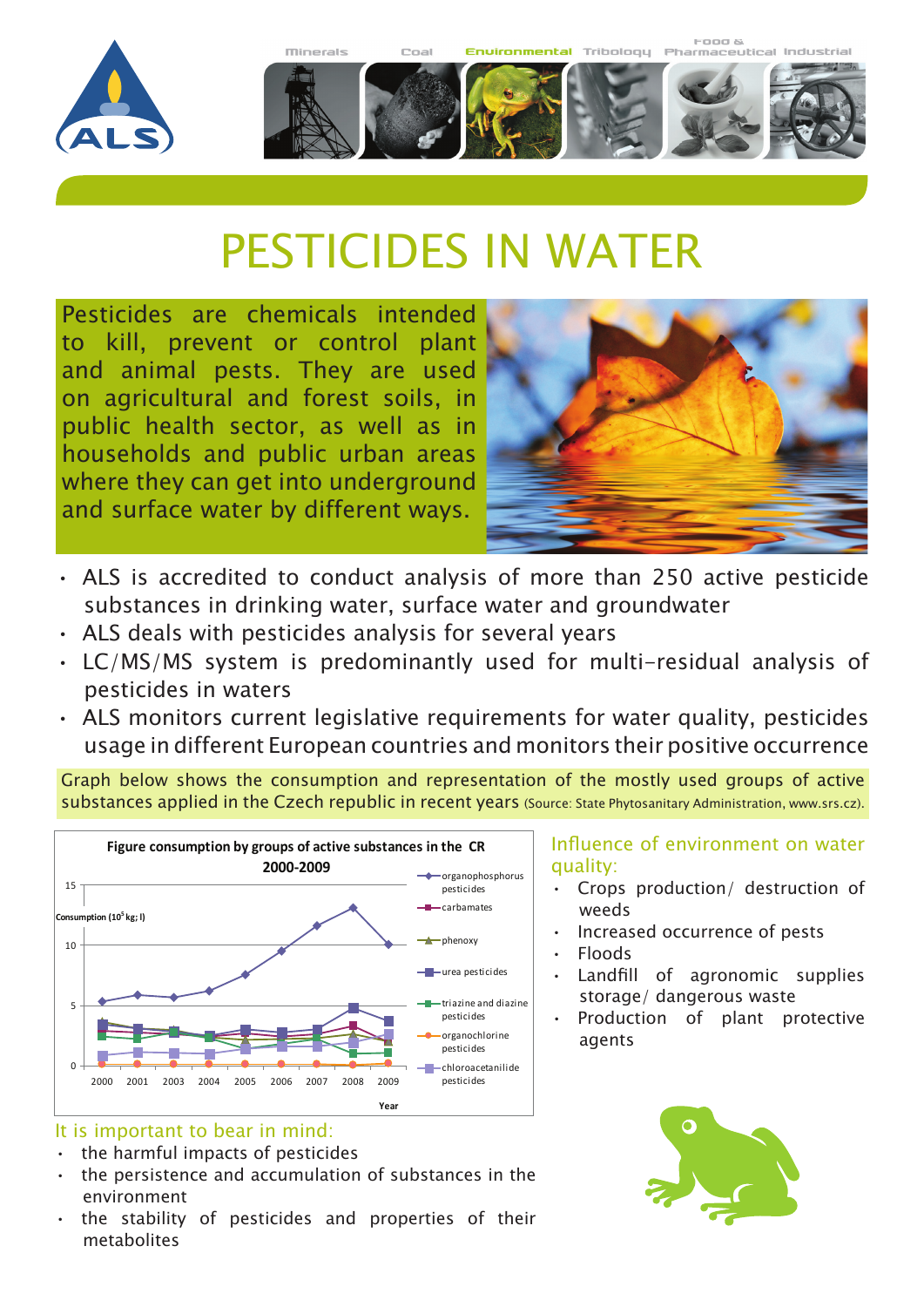Minerals | Coal | Environmental | Tribology | Food & Pharmaceutical | Industrial

# PESTICIDES IN WATER

Pesticides are chemicals intended to kill, prevent or control plant and animal pests. They are used on agricultural and forest soils, in public health sector, as well as in households and public urban areas where they can get into underground and surface water by different ways.

- ALS is accredited to conduct analysis of more than 250 active pesticide substances in drinking water, surface water and groundwater
- ALS deals with pesticides analysis for several years
- LC/MS/MS system is predominantly used for multi-residual analysis of pesticides in waters
- ALS monitors current legislative requirements for water quality, pesticides usage in different European countries and monitors their positive occurrence

Graph below shows the consumption and representation of the mostly used groups of active substances applied in the Czech republic in recent years (Source: State Phytosanitary Administration, www.srs.cz).

**Figure consumption by groups of active substances in the CR 2000-2009**

Consumption ($10^5$ kg; l) vs. Year (2000–2009). Series: organophosphorus pesticides, carbamates, phenoxy, urea pesticides, triazine and diazine pesticides, organochlorine pesticides, chloroacetanilide pesticides.

## Influence of environment on water quality:

- Crops production/ destruction of weeds
- Increased occurrence of pests
- Floods
- Landfill of agronomic supplies storage/ dangerous waste
- Production of plant protective agents

## It is important to bear in mind:

- the harmful impacts of pesticides
- the persistence and accumulation of substances in the environment
- the stability of pesticides and properties of their metabolites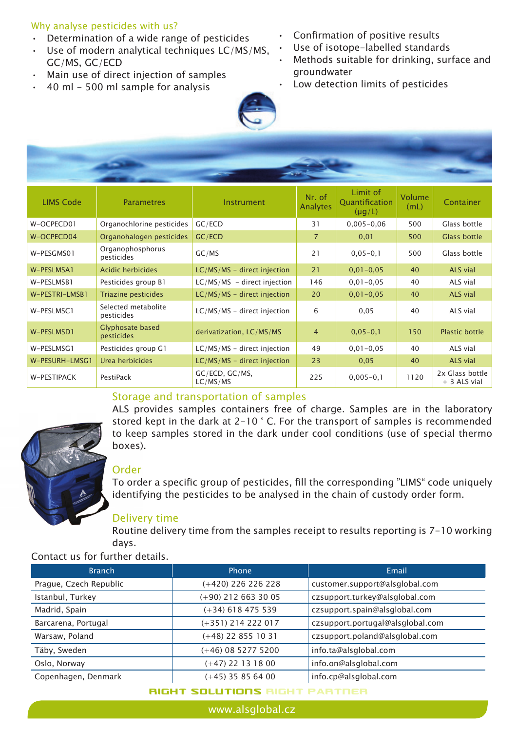## Why analyse pesticides with us?

- Determination of a wide range of pesticides
- Use of modern analytical techniques LC/MS/MS, GC/MS, GC/ECD
- Main use of direct injection of samples
- 40 ml – 500 ml sample for analysis
- Confirmation of positive results
- Use of isotope-labelled standards
- Methods suitable for drinking, surface and groundwater
- Low detection limits of pesticides

| LIMS Code | Parametres | Instrument | Nr. of Analytes | Limit of Quantification (μg/L) | Volume (mL) | Container |
|---|---|---|---|---|---|---|
| W-OCPECD01 | Organochlorine pesticides | GC/ECD | 31 | 0,005–0,06 | 500 | Glass bottle |
| W-OCPECD04 | Organohalogen pesticides | GC/ECD | 7 | 0,01 | 500 | Glass bottle |
| W-PESGMS01 | Organophosphorus pesticides | GC/MS | 21 | 0,05–0,1 | 500 | Glass bottle |
| W-PESLMSA1 | Acidic herbicides | LC/MS/MS – direct injection | 21 | 0,01–0,05 | 40 | ALS vial |
| W-PESLMSB1 | Pesticides group B1 | LC/MS/MS – direct injection | 146 | 0,01–0,05 | 40 | ALS vial |
| W-PESTRI-LMSB1 | Triazine pesticides | LC/MS/MS – direct injection | 20 | 0,01–0,05 | 40 | ALS vial |
| W-PESLMSC1 | Selected metabolite pesticides | LC/MS/MS – direct injection | 6 | 0,05 | 40 | ALS vial |
| W-PESLMSD1 | Glyphosate based pesticides | derivatization, LC/MS/MS | 4 | 0,05–0,1 | 150 | Plastic bottle |
| W-PESLMSG1 | Pesticides group G1 | LC/MS/MS – direct injection | 49 | 0,01–0,05 | 40 | ALS vial |
| W-PESURH-LMSG1 | Urea herbicides | LC/MS/MS – direct injection | 23 | 0,05 | 40 | ALS vial |
| W-PESTIPACK | PestiPack | GC/ECD, GC/MS, LC/MS/MS | 225 | 0,005–0,1 | 1120 | 2x Glass bottle + 3 ALS vial |

## Storage and transportation of samples

ALS provides samples containers free of charge. Samples are in the laboratory stored kept in the dark at 2–10 ° C. For the transport of samples is recommended to keep samples stored in the dark under cool conditions (use of special thermo boxes).

## Order

To order a specific group of pesticides, fill the corresponding "LIMS" code uniquely identifying the pesticides to be analysed in the chain of custody order form.

## Delivery time

Routine delivery time from the samples receipt to results reporting is 7–10 working days.

Contact us for further details.

| Branch | Phone | Email |
|---|---|---|
| Prague, Czech Republic | (+420) 226 226 228 | customer.support@alsglobal.com |
| Istanbul, Turkey | (+90) 212 663 30 05 | czsupport.turkey@alsglobal.com |
| Madrid, Spain | (+34) 618 475 539 | czsupport.spain@alsglobal.com |
| Barcarena, Portugal | (+351) 214 222 017 | czsupport.portugal@alsglobal.com |
| Warsaw, Poland | (+48) 22 855 10 31 | czsupport.poland@alsglobal.com |
| Täby, Sweden | (+46) 08 5277 5200 | info.ta@alsglobal.com |
| Oslo, Norway | (+47) 22 13 18 00 | info.on@alsglobal.com |
| Copenhagen, Denmark | (+45) 35 85 64 00 | info.cp@alsglobal.com |

RIGHT SOLUTIONS RIGHT PARTNER

www.alsglobal.cz